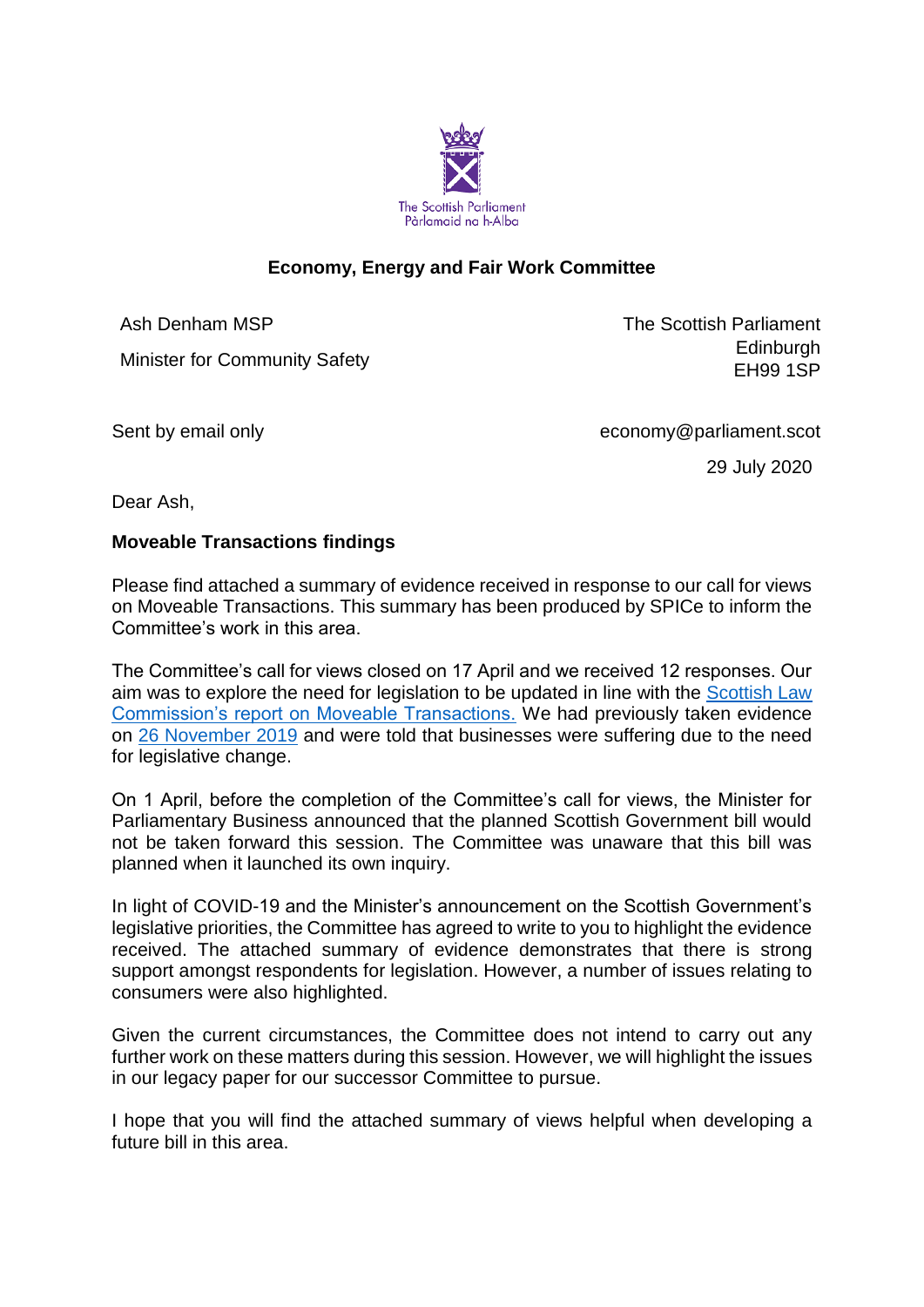The Scottish Parliament
Pàrlamaid na h-Alba

**Economy, Energy and Fair Work Committee**

Ash Denham MSP

Minister for Community Safety

The Scottish Parliament
Edinburgh
EH99 1SP

Sent by email only

economy@parliament.scot

29 July 2020

Dear Ash,

**Moveable Transactions findings**

Please find attached a summary of evidence received in response to our call for views on Moveable Transactions. This summary has been produced by SPICe to inform the Committee's work in this area.

The Committee's call for views closed on 17 April and we received 12 responses. Our aim was to explore the need for legislation to be updated in line with the Scottish Law Commission's report on Moveable Transactions. We had previously taken evidence on 26 November 2019 and were told that businesses were suffering due to the need for legislative change.

On 1 April, before the completion of the Committee's call for views, the Minister for Parliamentary Business announced that the planned Scottish Government bill would not be taken forward this session. The Committee was unaware that this bill was planned when it launched its own inquiry.

In light of COVID-19 and the Minister's announcement on the Scottish Government's legislative priorities, the Committee has agreed to write to you to highlight the evidence received. The attached summary of evidence demonstrates that there is strong support amongst respondents for legislation. However, a number of issues relating to consumers were also highlighted.

Given the current circumstances, the Committee does not intend to carry out any further work on these matters during this session. However, we will highlight the issues in our legacy paper for our successor Committee to pursue.

I hope that you will find the attached summary of views helpful when developing a future bill in this area.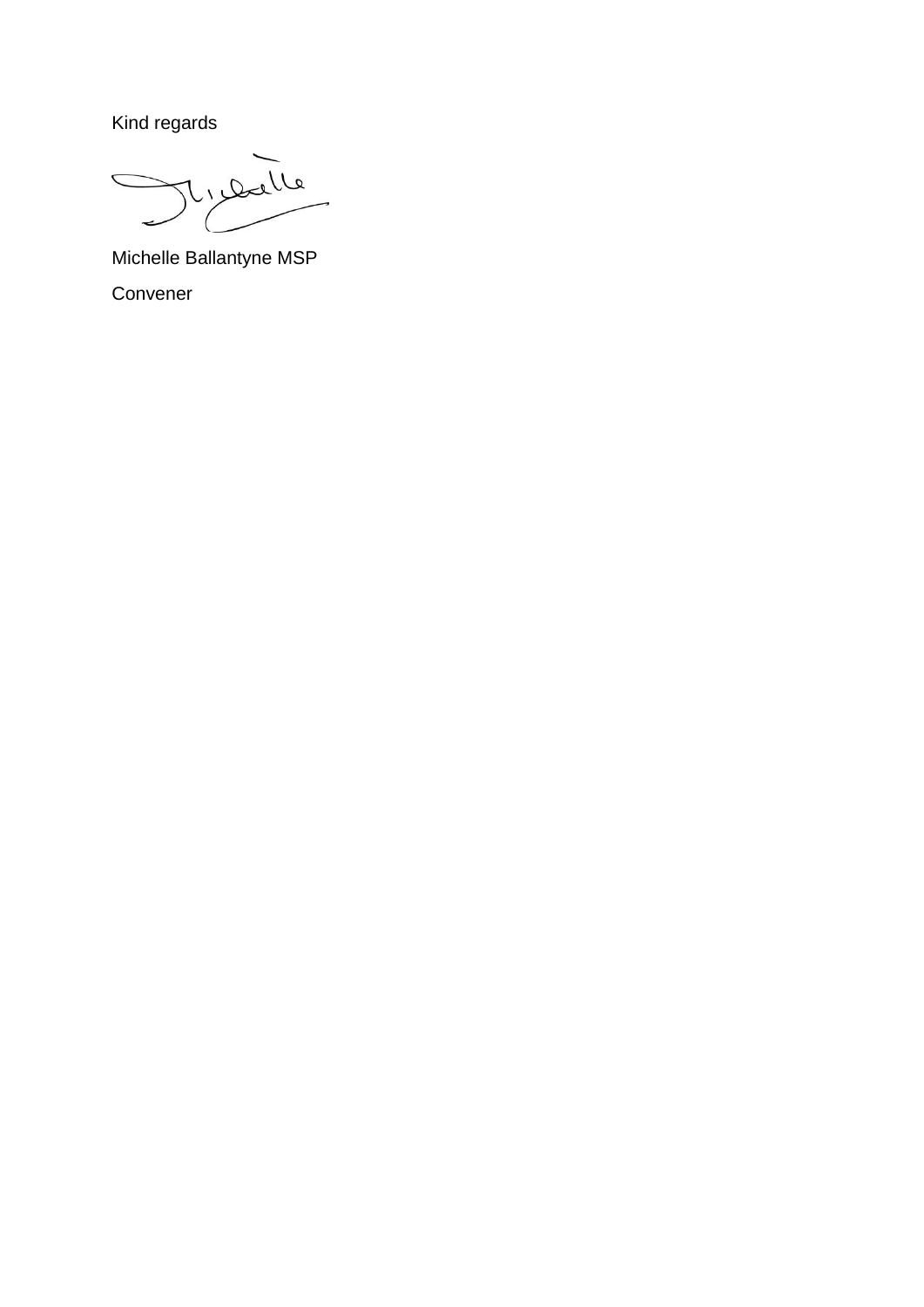Kind regards

Michelle Ballantyne MSP

Convener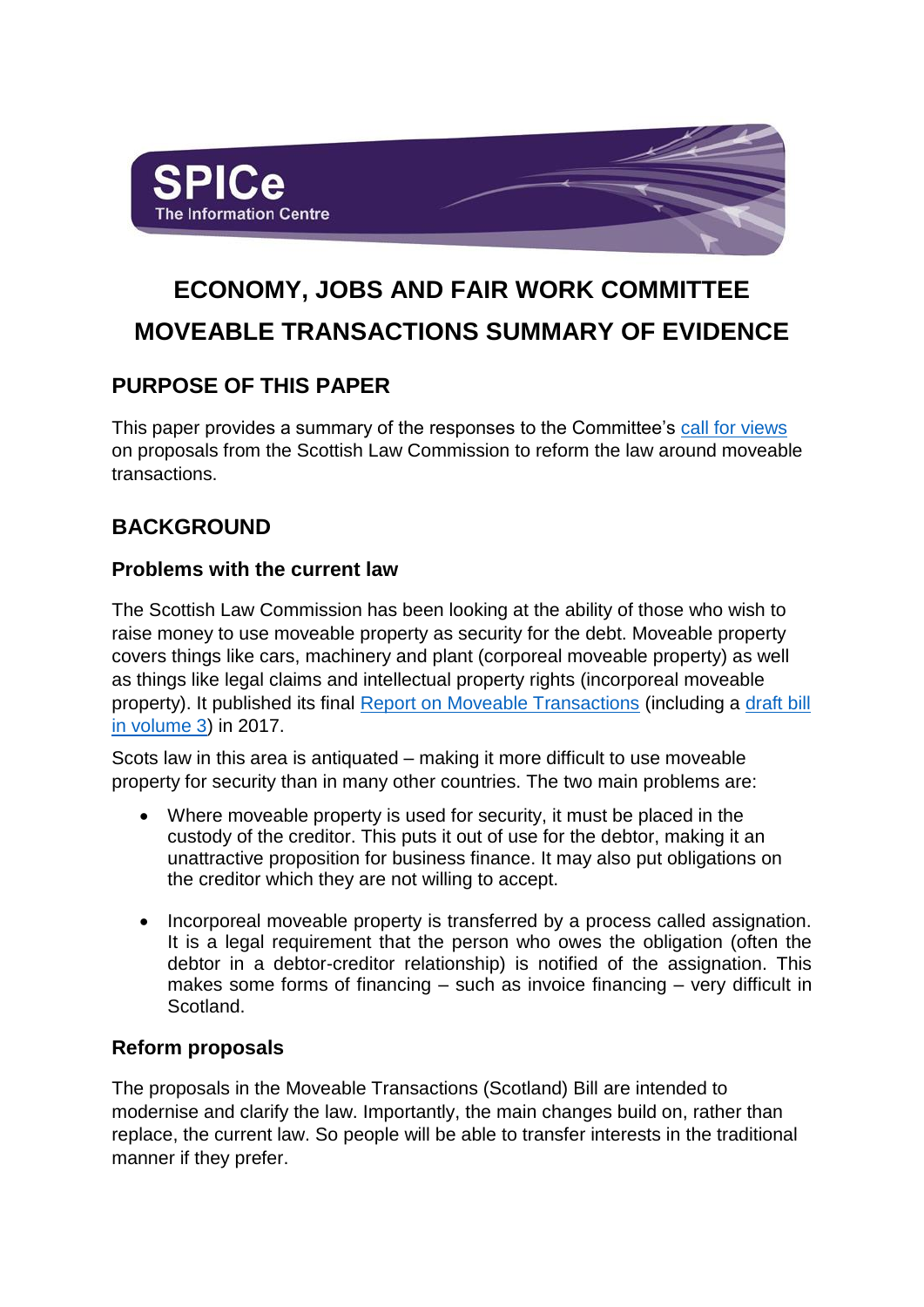# ECONOMY, JOBS AND FAIR WORK COMMITTEE

# MOVEABLE TRANSACTIONS SUMMARY OF EVIDENCE

## PURPOSE OF THIS PAPER

This paper provides a summary of the responses to the Committee's [call for views](#) on proposals from the Scottish Law Commission to reform the law around moveable transactions.

## BACKGROUND

### Problems with the current law

The Scottish Law Commission has been looking at the ability of those who wish to raise money to use moveable property as security for the debt. Moveable property covers things like cars, machinery and plant (corporeal moveable property) as well as things like legal claims and intellectual property rights (incorporeal moveable property). It published its final [Report on Moveable Transactions](#) (including a [draft bill in volume 3](#)) in 2017.

Scots law in this area is antiquated – making it more difficult to use moveable property for security than in many other countries. The two main problems are:

- Where moveable property is used for security, it must be placed in the custody of the creditor. This puts it out of use for the debtor, making it an unattractive proposition for business finance. It may also put obligations on the creditor which they are not willing to accept.

- Incorporeal moveable property is transferred by a process called assignation. It is a legal requirement that the person who owes the obligation (often the debtor in a debtor-creditor relationship) is notified of the assignation. This makes some forms of financing – such as invoice financing – very difficult in Scotland.

### Reform proposals

The proposals in the Moveable Transactions (Scotland) Bill are intended to modernise and clarify the law. Importantly, the main changes build on, rather than replace, the current law. So people will be able to transfer interests in the traditional manner if they prefer.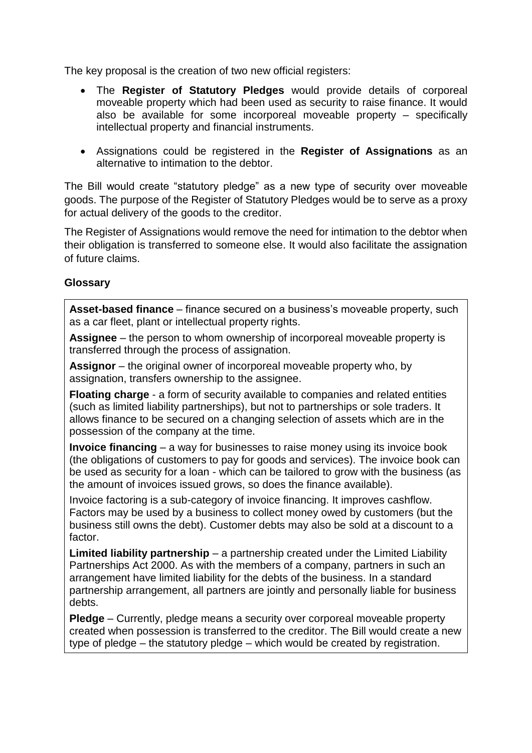The key proposal is the creation of two new official registers:

- The **Register of Statutory Pledges** would provide details of corporeal moveable property which had been used as security to raise finance. It would also be available for some incorporeal moveable property – specifically intellectual property and financial instruments.
- Assignations could be registered in the **Register of Assignations** as an alternative to intimation to the debtor.

The Bill would create "statutory pledge" as a new type of security over moveable goods. The purpose of the Register of Statutory Pledges would be to serve as a proxy for actual delivery of the goods to the creditor.

The Register of Assignations would remove the need for intimation to the debtor when their obligation is transferred to someone else. It would also facilitate the assignation of future claims.

### Glossary

**Asset-based finance** – finance secured on a business's moveable property, such as a car fleet, plant or intellectual property rights.

**Assignee** – the person to whom ownership of incorporeal moveable property is transferred through the process of assignation.

**Assignor** – the original owner of incorporeal moveable property who, by assignation, transfers ownership to the assignee.

**Floating charge** - a form of security available to companies and related entities (such as limited liability partnerships), but not to partnerships or sole traders. It allows finance to be secured on a changing selection of assets which are in the possession of the company at the time.

**Invoice financing** – a way for businesses to raise money using its invoice book (the obligations of customers to pay for goods and services). The invoice book can be used as security for a loan - which can be tailored to grow with the business (as the amount of invoices issued grows, so does the finance available).

Invoice factoring is a sub-category of invoice financing. It improves cashflow. Factors may be used by a business to collect money owed by customers (but the business still owns the debt). Customer debts may also be sold at a discount to a factor.

**Limited liability partnership** – a partnership created under the Limited Liability Partnerships Act 2000. As with the members of a company, partners in such an arrangement have limited liability for the debts of the business. In a standard partnership arrangement, all partners are jointly and personally liable for business debts.

**Pledge** – Currently, pledge means a security over corporeal moveable property created when possession is transferred to the creditor. The Bill would create a new type of pledge – the statutory pledge – which would be created by registration.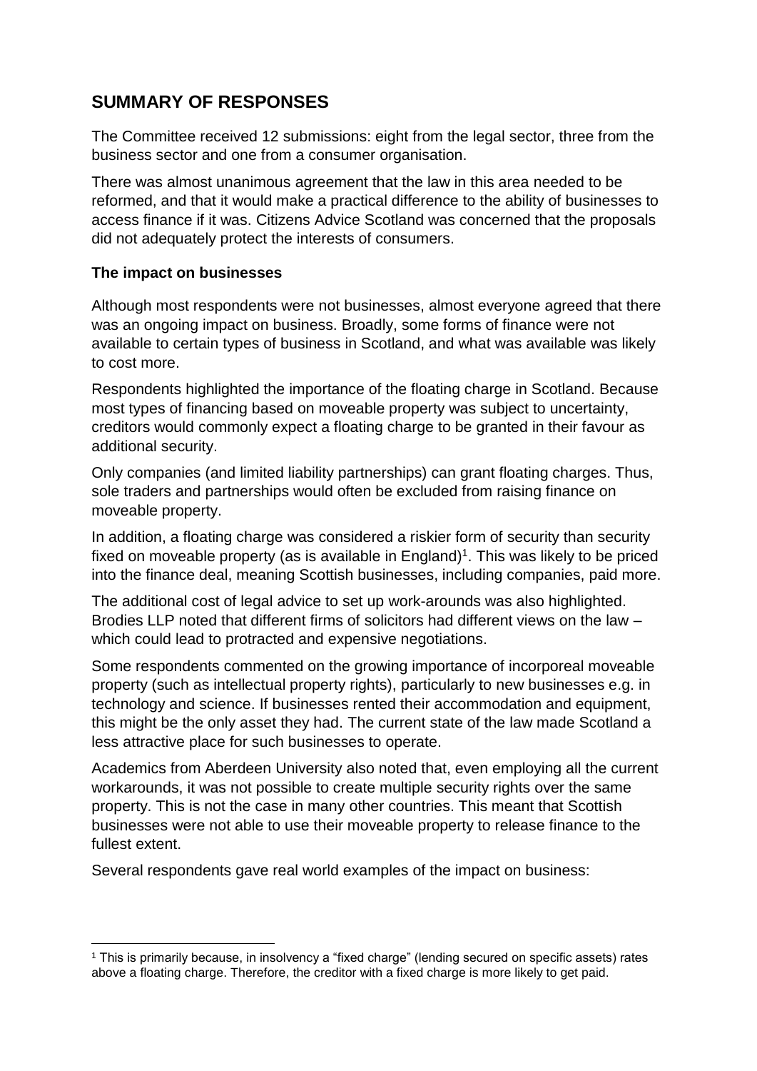## SUMMARY OF RESPONSES

The Committee received 12 submissions: eight from the legal sector, three from the business sector and one from a consumer organisation.

There was almost unanimous agreement that the law in this area needed to be reformed, and that it would make a practical difference to the ability of businesses to access finance if it was. Citizens Advice Scotland was concerned that the proposals did not adequately protect the interests of consumers.

### The impact on businesses

Although most respondents were not businesses, almost everyone agreed that there was an ongoing impact on business. Broadly, some forms of finance were not available to certain types of business in Scotland, and what was available was likely to cost more.

Respondents highlighted the importance of the floating charge in Scotland. Because most types of financing based on moveable property was subject to uncertainty, creditors would commonly expect a floating charge to be granted in their favour as additional security.

Only companies (and limited liability partnerships) can grant floating charges. Thus, sole traders and partnerships would often be excluded from raising finance on moveable property.

In addition, a floating charge was considered a riskier form of security than security fixed on moveable property (as is available in England)[1]. This was likely to be priced into the finance deal, meaning Scottish businesses, including companies, paid more.

The additional cost of legal advice to set up work-arounds was also highlighted. Brodies LLP noted that different firms of solicitors had different views on the law – which could lead to protracted and expensive negotiations.

Some respondents commented on the growing importance of incorporeal moveable property (such as intellectual property rights), particularly to new businesses e.g. in technology and science. If businesses rented their accommodation and equipment, this might be the only asset they had. The current state of the law made Scotland a less attractive place for such businesses to operate.

Academics from Aberdeen University also noted that, even employing all the current workarounds, it was not possible to create multiple security rights over the same property. This is not the case in many other countries. This meant that Scottish businesses were not able to use their moveable property to release finance to the fullest extent.

Several respondents gave real world examples of the impact on business:

[1] This is primarily because, in insolvency a "fixed charge" (lending secured on specific assets) rates above a floating charge. Therefore, the creditor with a fixed charge is more likely to get paid.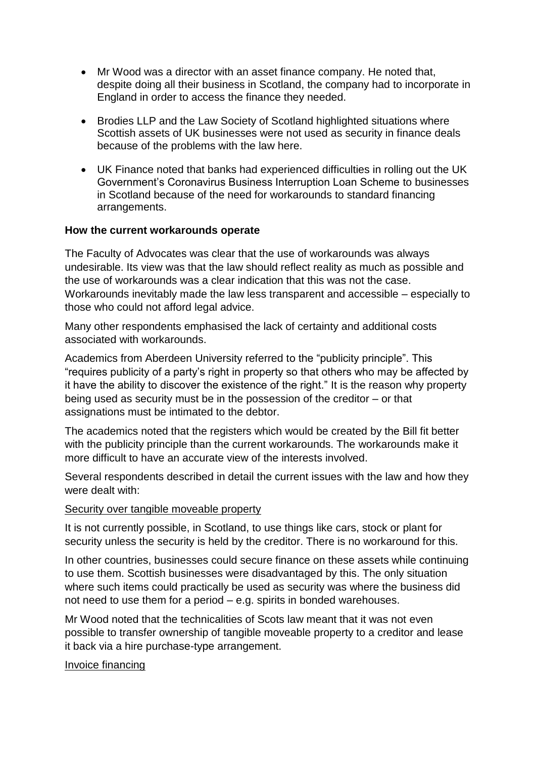- Mr Wood was a director with an asset finance company. He noted that, despite doing all their business in Scotland, the company had to incorporate in England in order to access the finance they needed.
- Brodies LLP and the Law Society of Scotland highlighted situations where Scottish assets of UK businesses were not used as security in finance deals because of the problems with the law here.
- UK Finance noted that banks had experienced difficulties in rolling out the UK Government's Coronavirus Business Interruption Loan Scheme to businesses in Scotland because of the need for workarounds to standard financing arrangements.

**How the current workarounds operate**

The Faculty of Advocates was clear that the use of workarounds was always undesirable. Its view was that the law should reflect reality as much as possible and the use of workarounds was a clear indication that this was not the case. Workarounds inevitably made the law less transparent and accessible – especially to those who could not afford legal advice.

Many other respondents emphasised the lack of certainty and additional costs associated with workarounds.

Academics from Aberdeen University referred to the "publicity principle". This "requires publicity of a party's right in property so that others who may be affected by it have the ability to discover the existence of the right." It is the reason why property being used as security must be in the possession of the creditor – or that assignations must be intimated to the debtor.

The academics noted that the registers which would be created by the Bill fit better with the publicity principle than the current workarounds. The workarounds make it more difficult to have an accurate view of the interests involved.

Several respondents described in detail the current issues with the law and how they were dealt with:

<u>Security over tangible moveable property</u>

It is not currently possible, in Scotland, to use things like cars, stock or plant for security unless the security is held by the creditor. There is no workaround for this.

In other countries, businesses could secure finance on these assets while continuing to use them. Scottish businesses were disadvantaged by this. The only situation where such items could practically be used as security was where the business did not need to use them for a period – e.g. spirits in bonded warehouses.

Mr Wood noted that the technicalities of Scots law meant that it was not even possible to transfer ownership of tangible moveable property to a creditor and lease it back via a hire purchase-type arrangement.

<u>Invoice financing</u>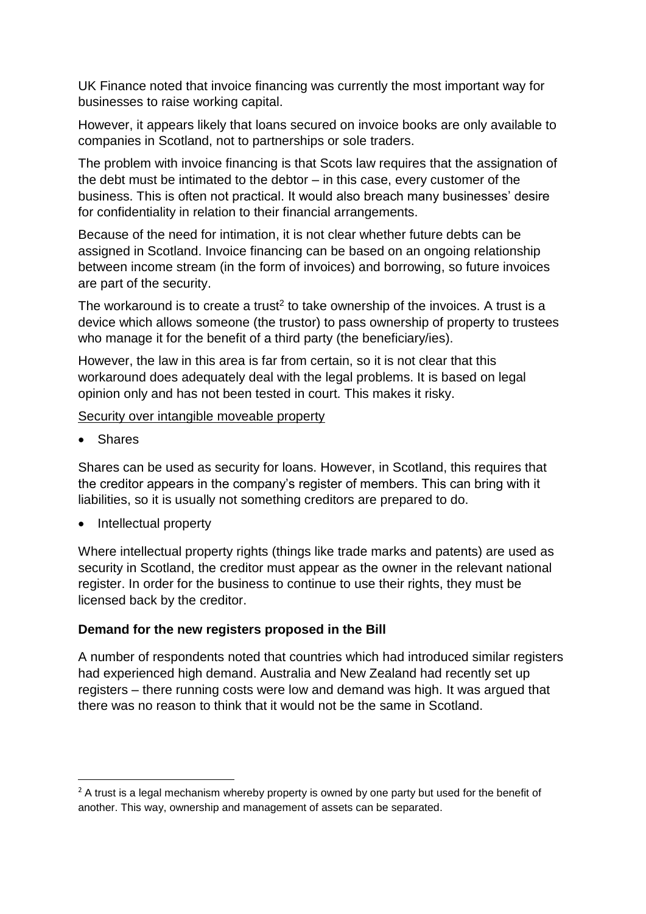UK Finance noted that invoice financing was currently the most important way for businesses to raise working capital.

However, it appears likely that loans secured on invoice books are only available to companies in Scotland, not to partnerships or sole traders.

The problem with invoice financing is that Scots law requires that the assignation of the debt must be intimated to the debtor – in this case, every customer of the business. This is often not practical. It would also breach many businesses' desire for confidentiality in relation to their financial arrangements.

Because of the need for intimation, it is not clear whether future debts can be assigned in Scotland. Invoice financing can be based on an ongoing relationship between income stream (in the form of invoices) and borrowing, so future invoices are part of the security.

The workaround is to create a trust[2] to take ownership of the invoices. A trust is a device which allows someone (the trustor) to pass ownership of property to trustees who manage it for the benefit of a third party (the beneficiary/ies).

However, the law in this area is far from certain, so it is not clear that this workaround does adequately deal with the legal problems. It is based on legal opinion only and has not been tested in court. This makes it risky.

Security over intangible moveable property

- Shares

Shares can be used as security for loans. However, in Scotland, this requires that the creditor appears in the company's register of members. This can bring with it liabilities, so it is usually not something creditors are prepared to do.

- Intellectual property

Where intellectual property rights (things like trade marks and patents) are used as security in Scotland, the creditor must appear as the owner in the relevant national register. In order for the business to continue to use their rights, they must be licensed back by the creditor.

**Demand for the new registers proposed in the Bill**

A number of respondents noted that countries which had introduced similar registers had experienced high demand. Australia and New Zealand had recently set up registers – there running costs were low and demand was high. It was argued that there was no reason to think that it would not be the same in Scotland.

[2] A trust is a legal mechanism whereby property is owned by one party but used for the benefit of another. This way, ownership and management of assets can be separated.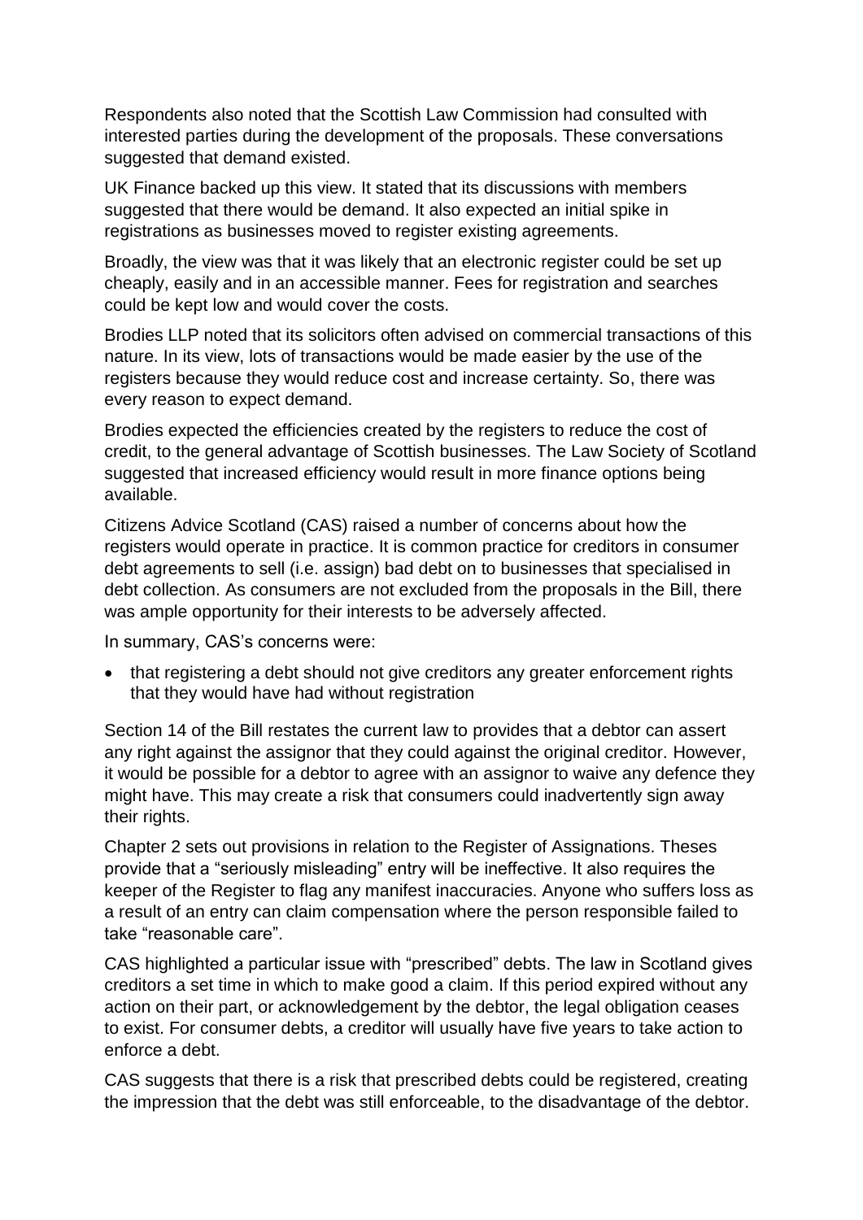Respondents also noted that the Scottish Law Commission had consulted with interested parties during the development of the proposals. These conversations suggested that demand existed.

UK Finance backed up this view. It stated that its discussions with members suggested that there would be demand. It also expected an initial spike in registrations as businesses moved to register existing agreements.

Broadly, the view was that it was likely that an electronic register could be set up cheaply, easily and in an accessible manner. Fees for registration and searches could be kept low and would cover the costs.

Brodies LLP noted that its solicitors often advised on commercial transactions of this nature. In its view, lots of transactions would be made easier by the use of the registers because they would reduce cost and increase certainty. So, there was every reason to expect demand.

Brodies expected the efficiencies created by the registers to reduce the cost of credit, to the general advantage of Scottish businesses. The Law Society of Scotland suggested that increased efficiency would result in more finance options being available.

Citizens Advice Scotland (CAS) raised a number of concerns about how the registers would operate in practice. It is common practice for creditors in consumer debt agreements to sell (i.e. assign) bad debt on to businesses that specialised in debt collection. As consumers are not excluded from the proposals in the Bill, there was ample opportunity for their interests to be adversely affected.

In summary, CAS's concerns were:

- that registering a debt should not give creditors any greater enforcement rights that they would have had without registration

Section 14 of the Bill restates the current law to provides that a debtor can assert any right against the assignor that they could against the original creditor. However, it would be possible for a debtor to agree with an assignor to waive any defence they might have. This may create a risk that consumers could inadvertently sign away their rights.

Chapter 2 sets out provisions in relation to the Register of Assignations. Theses provide that a "seriously misleading" entry will be ineffective. It also requires the keeper of the Register to flag any manifest inaccuracies. Anyone who suffers loss as a result of an entry can claim compensation where the person responsible failed to take "reasonable care".

CAS highlighted a particular issue with "prescribed" debts. The law in Scotland gives creditors a set time in which to make good a claim. If this period expired without any action on their part, or acknowledgement by the debtor, the legal obligation ceases to exist. For consumer debts, a creditor will usually have five years to take action to enforce a debt.

CAS suggests that there is a risk that prescribed debts could be registered, creating the impression that the debt was still enforceable, to the disadvantage of the debtor.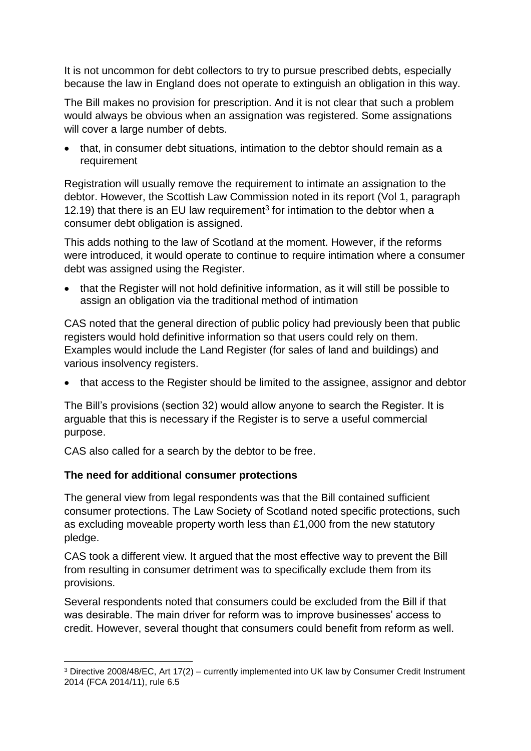It is not uncommon for debt collectors to try to pursue prescribed debts, especially because the law in England does not operate to extinguish an obligation in this way.

The Bill makes no provision for prescription. And it is not clear that such a problem would always be obvious when an assignation was registered. Some assignations will cover a large number of debts.

- that, in consumer debt situations, intimation to the debtor should remain as a requirement

Registration will usually remove the requirement to intimate an assignation to the debtor. However, the Scottish Law Commission noted in its report (Vol 1, paragraph 12.19) that there is an EU law requirement[3] for intimation to the debtor when a consumer debt obligation is assigned.

This adds nothing to the law of Scotland at the moment. However, if the reforms were introduced, it would operate to continue to require intimation where a consumer debt was assigned using the Register.

- that the Register will not hold definitive information, as it will still be possible to assign an obligation via the traditional method of intimation

CAS noted that the general direction of public policy had previously been that public registers would hold definitive information so that users could rely on them. Examples would include the Land Register (for sales of land and buildings) and various insolvency registers.

- that access to the Register should be limited to the assignee, assignor and debtor

The Bill's provisions (section 32) would allow anyone to search the Register. It is arguable that this is necessary if the Register is to serve a useful commercial purpose.

CAS also called for a search by the debtor to be free.

**The need for additional consumer protections**

The general view from legal respondents was that the Bill contained sufficient consumer protections. The Law Society of Scotland noted specific protections, such as excluding moveable property worth less than £1,000 from the new statutory pledge.

CAS took a different view. It argued that the most effective way to prevent the Bill from resulting in consumer detriment was to specifically exclude them from its provisions.

Several respondents noted that consumers could be excluded from the Bill if that was desirable. The main driver for reform was to improve businesses' access to credit. However, several thought that consumers could benefit from reform as well.

[3] Directive 2008/48/EC, Art 17(2) – currently implemented into UK law by Consumer Credit Instrument 2014 (FCA 2014/11), rule 6.5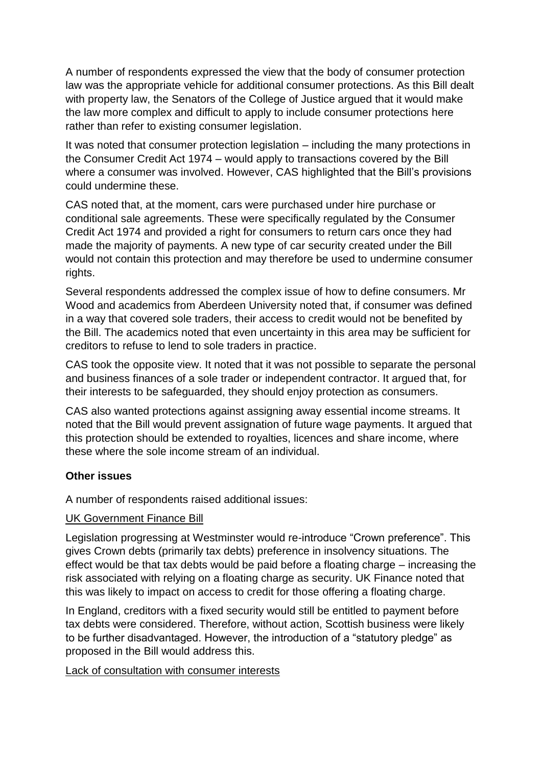A number of respondents expressed the view that the body of consumer protection law was the appropriate vehicle for additional consumer protections. As this Bill dealt with property law, the Senators of the College of Justice argued that it would make the law more complex and difficult to apply to include consumer protections here rather than refer to existing consumer legislation.

It was noted that consumer protection legislation – including the many protections in the Consumer Credit Act 1974 – would apply to transactions covered by the Bill where a consumer was involved. However, CAS highlighted that the Bill's provisions could undermine these.

CAS noted that, at the moment, cars were purchased under hire purchase or conditional sale agreements. These were specifically regulated by the Consumer Credit Act 1974 and provided a right for consumers to return cars once they had made the majority of payments. A new type of car security created under the Bill would not contain this protection and may therefore be used to undermine consumer rights.

Several respondents addressed the complex issue of how to define consumers. Mr Wood and academics from Aberdeen University noted that, if consumer was defined in a way that covered sole traders, their access to credit would not be benefited by the Bill. The academics noted that even uncertainty in this area may be sufficient for creditors to refuse to lend to sole traders in practice.

CAS took the opposite view. It noted that it was not possible to separate the personal and business finances of a sole trader or independent contractor. It argued that, for their interests to be safeguarded, they should enjoy protection as consumers.

CAS also wanted protections against assigning away essential income streams. It noted that the Bill would prevent assignation of future wage payments. It argued that this protection should be extended to royalties, licences and share income, where these where the sole income stream of an individual.

**Other issues**

A number of respondents raised additional issues:

UK Government Finance Bill

Legislation progressing at Westminster would re-introduce "Crown preference". This gives Crown debts (primarily tax debts) preference in insolvency situations. The effect would be that tax debts would be paid before a floating charge – increasing the risk associated with relying on a floating charge as security. UK Finance noted that this was likely to impact on access to credit for those offering a floating charge.

In England, creditors with a fixed security would still be entitled to payment before tax debts were considered. Therefore, without action, Scottish business were likely to be further disadvantaged. However, the introduction of a "statutory pledge" as proposed in the Bill would address this.

Lack of consultation with consumer interests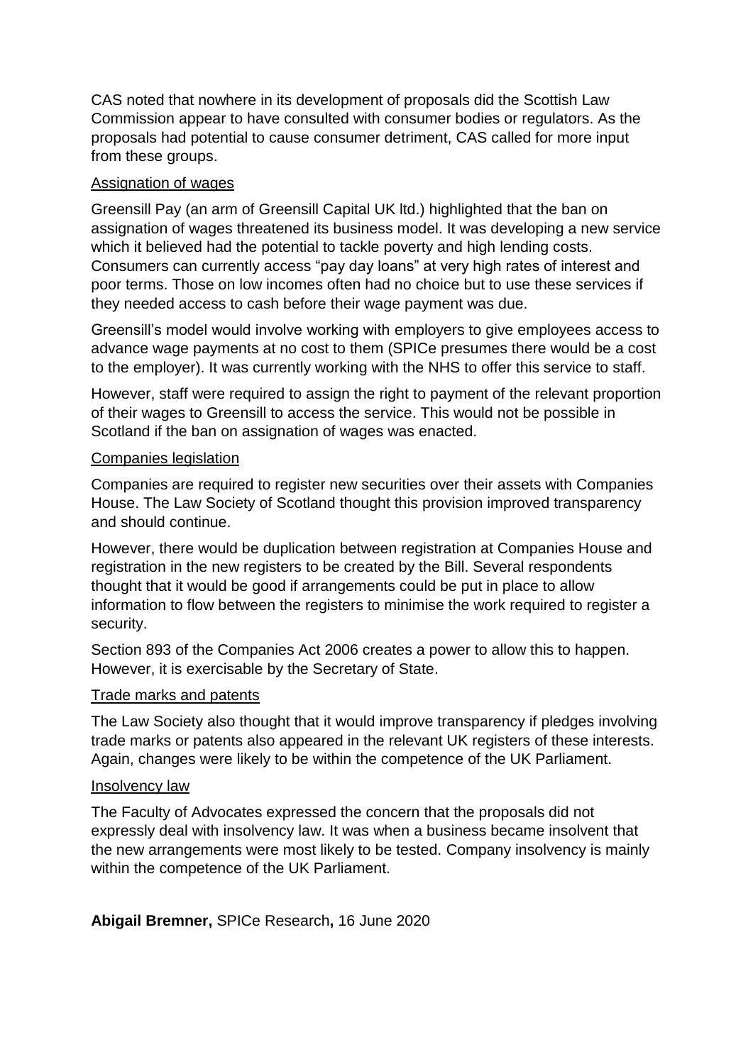CAS noted that nowhere in its development of proposals did the Scottish Law Commission appear to have consulted with consumer bodies or regulators. As the proposals had potential to cause consumer detriment, CAS called for more input from these groups.

<u>Assignation of wages</u>

Greensill Pay (an arm of Greensill Capital UK ltd.) highlighted that the ban on assignation of wages threatened its business model. It was developing a new service which it believed had the potential to tackle poverty and high lending costs. Consumers can currently access "pay day loans" at very high rates of interest and poor terms. Those on low incomes often had no choice but to use these services if they needed access to cash before their wage payment was due.

Greensill's model would involve working with employers to give employees access to advance wage payments at no cost to them (SPICe presumes there would be a cost to the employer). It was currently working with the NHS to offer this service to staff.

However, staff were required to assign the right to payment of the relevant proportion of their wages to Greensill to access the service. This would not be possible in Scotland if the ban on assignation of wages was enacted.

<u>Companies legislation</u>

Companies are required to register new securities over their assets with Companies House. The Law Society of Scotland thought this provision improved transparency and should continue.

However, there would be duplication between registration at Companies House and registration in the new registers to be created by the Bill. Several respondents thought that it would be good if arrangements could be put in place to allow information to flow between the registers to minimise the work required to register a security.

Section 893 of the Companies Act 2006 creates a power to allow this to happen. However, it is exercisable by the Secretary of State.

<u>Trade marks and patents</u>

The Law Society also thought that it would improve transparency if pledges involving trade marks or patents also appeared in the relevant UK registers of these interests. Again, changes were likely to be within the competence of the UK Parliament.

<u>Insolvency law</u>

The Faculty of Advocates expressed the concern that the proposals did not expressly deal with insolvency law. It was when a business became insolvent that the new arrangements were most likely to be tested. Company insolvency is mainly within the competence of the UK Parliament.

**Abigail Bremner,** SPICe Research**,** 16 June 2020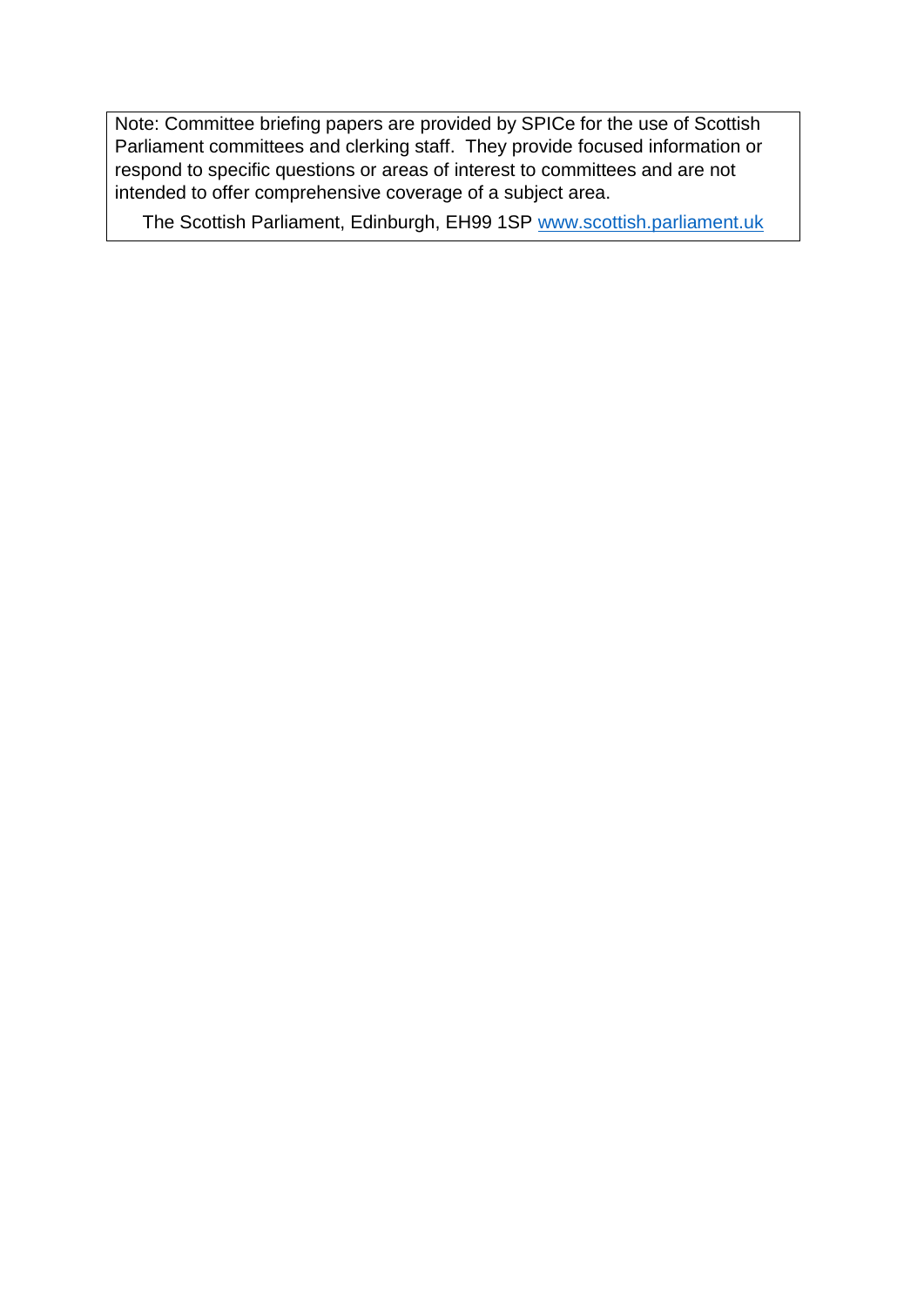Note: Committee briefing papers are provided by SPICe for the use of Scottish Parliament committees and clerking staff. They provide focused information or respond to specific questions or areas of interest to committees and are not intended to offer comprehensive coverage of a subject area.

The Scottish Parliament, Edinburgh, EH99 1SP [www.scottish.parliament.uk](http://www.scottish.parliament.uk)